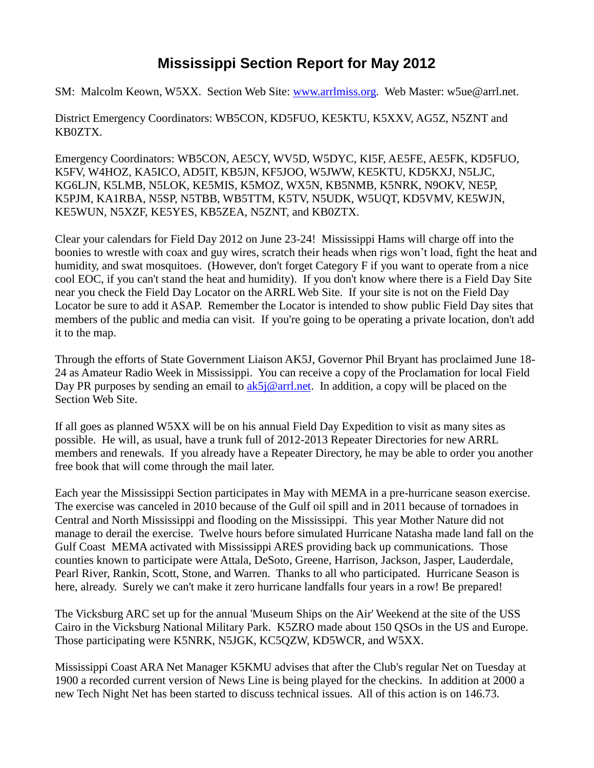# Mississippi Section Report for May 2012

SM: Malcolm Keown, W5XX. Section Web Site: [www.arrlmiss.org](http://www.arrlmiss.org). Web Master: w5ue@arrl.net.

District Emergency Coordinators: WB5CON, KD5FUO, KE5KTU, K5XXV, AG5Z, N5ZNT and KB0ZTX.

Emergency Coordinators: WB5CON, AE5CY, WV5D, W5DYC, KI5F, AE5FE, AE5FK, KD5FUO, K5FV, W4HOZ, KA5ICO, AD5IT, KB5JN, KF5JOO, W5JWW, KE5KTU, KD5KXJ, N5LJC, KG6LJN, K5LMB, N5LOK, KE5MIS, K5MOZ, WX5N, KB5NMB, K5NRK, N9OKV, NE5P, K5PJM, KA1RBA, N5SP, N5TBB, WB5TTM, K5TV, N5UDK, W5UQT, KD5VMV, KE5WJN, KE5WUN, N5XZF, KE5YES, KB5ZEA, N5ZNT, and KB0ZTX.

Clear your calendars for Field Day 2012 on June 23-24! Mississippi Hams will charge off into the boonies to wrestle with coax and guy wires, scratch their heads when rigs won't load, fight the heat and humidity, and swat mosquitoes. (However, don't forget Category F if you want to operate from a nice cool EOC, if you can't stand the heat and humidity). If you don't know where there is a Field Day Site near you check the Field Day Locator on the ARRL Web Site. If your site is not on the Field Day Locator be sure to add it ASAP. Remember the Locator is intended to show public Field Day sites that members of the public and media can visit. If you're going to be operating a private location, don't add it to the map.

Through the efforts of State Government Liaison AK5J, Governor Phil Bryant has proclaimed June 18-24 as Amateur Radio Week in Mississippi. You can receive a copy of the Proclamation for local Field Day PR purposes by sending an email to [ak5j@arrl.net](mailto:ak5j@arrl.net). In addition, a copy will be placed on the Section Web Site.

If all goes as planned W5XX will be on his annual Field Day Expedition to visit as many sites as possible. He will, as usual, have a trunk full of 2012-2013 Repeater Directories for new ARRL members and renewals. If you already have a Repeater Directory, he may be able to order you another free book that will come through the mail later.

Each year the Mississippi Section participates in May with MEMA in a pre-hurricane season exercise. The exercise was canceled in 2010 because of the Gulf oil spill and in 2011 because of tornadoes in Central and North Mississippi and flooding on the Mississippi. This year Mother Nature did not manage to derail the exercise. Twelve hours before simulated Hurricane Natasha made land fall on the Gulf Coast MEMA activated with Mississippi ARES providing back up communications. Those counties known to participate were Attala, DeSoto, Greene, Harrison, Jackson, Jasper, Lauderdale, Pearl River, Rankin, Scott, Stone, and Warren. Thanks to all who participated. Hurricane Season is here, already. Surely we can't make it zero hurricane landfalls four years in a row! Be prepared!

The Vicksburg ARC set up for the annual 'Museum Ships on the Air' Weekend at the site of the USS Cairo in the Vicksburg National Military Park. K5ZRO made about 150 QSOs in the US and Europe. Those participating were K5NRK, N5JGK, KC5QZW, KD5WCR, and W5XX.

Mississippi Coast ARA Net Manager K5KMU advises that after the Club's regular Net on Tuesday at 1900 a recorded current version of News Line is being played for the checkins. In addition at 2000 a new Tech Night Net has been started to discuss technical issues. All of this action is on 146.73.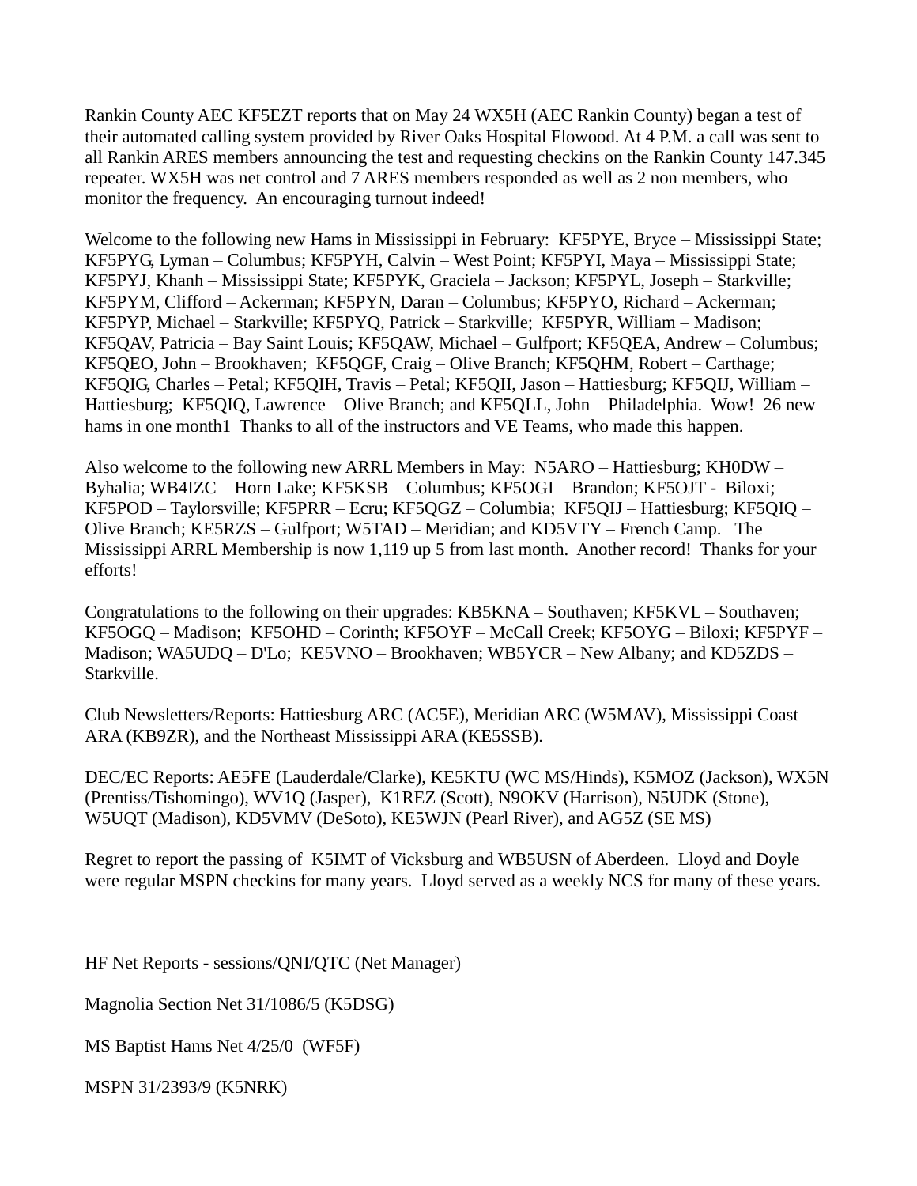Rankin County AEC KF5EZT reports that on May 24 WX5H (AEC Rankin County) began a test of their automated calling system provided by River Oaks Hospital Flowood. At 4 P.M. a call was sent to all Rankin ARES members announcing the test and requesting checkins on the Rankin County 147.345 repeater. WX5H was net control and 7 ARES members responded as well as 2 non members, who monitor the frequency. An encouraging turnout indeed!

Welcome to the following new Hams in Mississippi in February: KF5PYE, Bryce – Mississippi State; KF5PYG, Lyman – Columbus; KF5PYH, Calvin – West Point; KF5PYI, Maya – Mississippi State; KF5PYJ, Khanh – Mississippi State; KF5PYK, Graciela – Jackson; KF5PYL, Joseph – Starkville; KF5PYM, Clifford – Ackerman; KF5PYN, Daran – Columbus; KF5PYO, Richard – Ackerman; KF5PYP, Michael – Starkville; KF5PYQ, Patrick – Starkville; KF5PYR, William – Madison; KF5QAV, Patricia – Bay Saint Louis; KF5QAW, Michael – Gulfport; KF5QEA, Andrew – Columbus; KF5QEO, John – Brookhaven; KF5QGF, Craig – Olive Branch; KF5QHM, Robert – Carthage; KF5QIG, Charles – Petal; KF5QIH, Travis – Petal; KF5QII, Jason – Hattiesburg; KF5QIJ, William – Hattiesburg; KF5QIQ, Lawrence – Olive Branch; and KF5QLL, John – Philadelphia. Wow! 26 new hams in one month1 Thanks to all of the instructors and VE Teams, who made this happen.

Also welcome to the following new ARRL Members in May: N5ARO – Hattiesburg; KH0DW – Byhalia; WB4IZC – Horn Lake; KF5KSB – Columbus; KF5OGI – Brandon; KF5OJT - Biloxi; KF5POD – Taylorsville; KF5PRR – Ecru; KF5QGZ – Columbia; KF5QIJ – Hattiesburg; KF5QIQ – Olive Branch; KE5RZS – Gulfport; W5TAD – Meridian; and KD5VTY – French Camp. The Mississippi ARRL Membership is now 1,119 up 5 from last month. Another record! Thanks for your efforts!

Congratulations to the following on their upgrades: KB5KNA – Southaven; KF5KVL – Southaven; KF5OGQ – Madison; KF5OHD – Corinth; KF5OYF – McCall Creek; KF5OYG – Biloxi; KF5PYF – Madison; WA5UDQ – D'Lo; KE5VNO – Brookhaven; WB5YCR – New Albany; and KD5ZDS – Starkville.

Club Newsletters/Reports: Hattiesburg ARC (AC5E), Meridian ARC (W5MAV), Mississippi Coast ARA (KB9ZR), and the Northeast Mississippi ARA (KE5SSB).

DEC/EC Reports: AE5FE (Lauderdale/Clarke), KE5KTU (WC MS/Hinds), K5MOZ (Jackson), WX5N (Prentiss/Tishomingo), WV1Q (Jasper), K1REZ (Scott), N9OKV (Harrison), N5UDK (Stone), W5UQT (Madison), KD5VMV (DeSoto), KE5WJN (Pearl River), and AG5Z (SE MS)

Regret to report the passing of K5IMT of Vicksburg and WB5USN of Aberdeen. Lloyd and Doyle were regular MSPN checkins for many years. Lloyd served as a weekly NCS for many of these years.

HF Net Reports - sessions/QNI/QTC (Net Manager)

Magnolia Section Net 31/1086/5 (K5DSG)

MS Baptist Hams Net 4/25/0 (WF5F)

MSPN 31/2393/9 (K5NRK)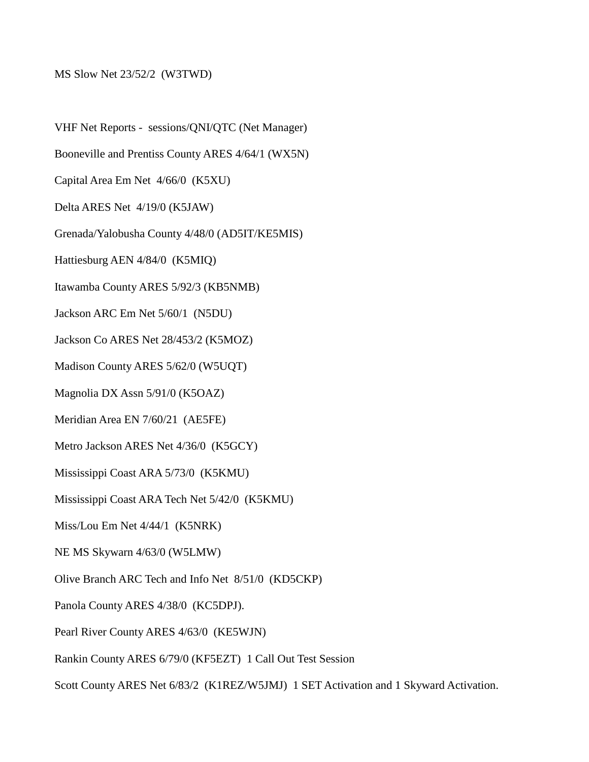MS Slow Net 23/52/2  (W3TWD)

VHF Net Reports -  sessions/QNI/QTC (Net Manager)

Booneville and Prentiss County ARES 4/64/1 (WX5N)

Capital Area Em Net  4/66/0  (K5XU)

Delta ARES Net  4/19/0 (K5JAW)

Grenada/Yalobusha County 4/48/0 (AD5IT/KE5MIS)

Hattiesburg AEN 4/84/0  (K5MIQ)

Itawamba County ARES 5/92/3 (KB5NMB)

Jackson ARC Em Net 5/60/1  (N5DU)

Jackson Co ARES Net 28/453/2 (K5MOZ)

Madison County ARES 5/62/0 (W5UQT)

Magnolia DX Assn 5/91/0 (K5OAZ)

Meridian Area EN 7/60/21  (AE5FE)

Metro Jackson ARES Net 4/36/0  (K5GCY)

Mississippi Coast ARA 5/73/0  (K5KMU)

Mississippi Coast ARA Tech Net 5/42/0  (K5KMU)

Miss/Lou Em Net 4/44/1  (K5NRK)

NE MS Skywarn 4/63/0 (W5LMW)

Olive Branch ARC Tech and Info Net  8/51/0  (KD5CKP)

Panola County ARES 4/38/0  (KC5DPJ).

Pearl River County ARES 4/63/0  (KE5WJN)

Rankin County ARES 6/79/0 (KF5EZT)  1 Call Out Test Session

Scott County ARES Net 6/83/2  (K1REZ/W5JMJ)  1 SET Activation and 1 Skyward Activation.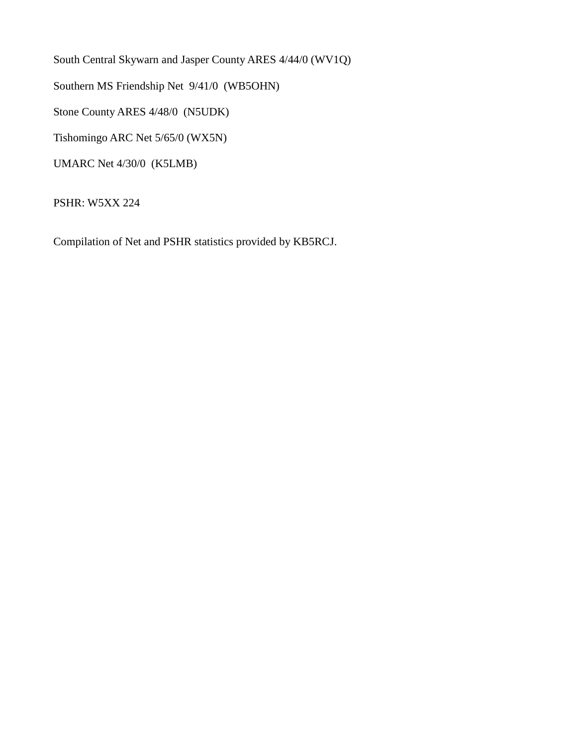South Central Skywarn and Jasper County ARES 4/44/0 (WV1Q)

Southern MS Friendship Net 9/41/0 (WB5OHN)

Stone County ARES 4/48/0 (N5UDK)

Tishomingo ARC Net 5/65/0 (WX5N)

UMARC Net 4/30/0 (K5LMB)

PSHR: W5XX 224

Compilation of Net and PSHR statistics provided by KB5RCJ.